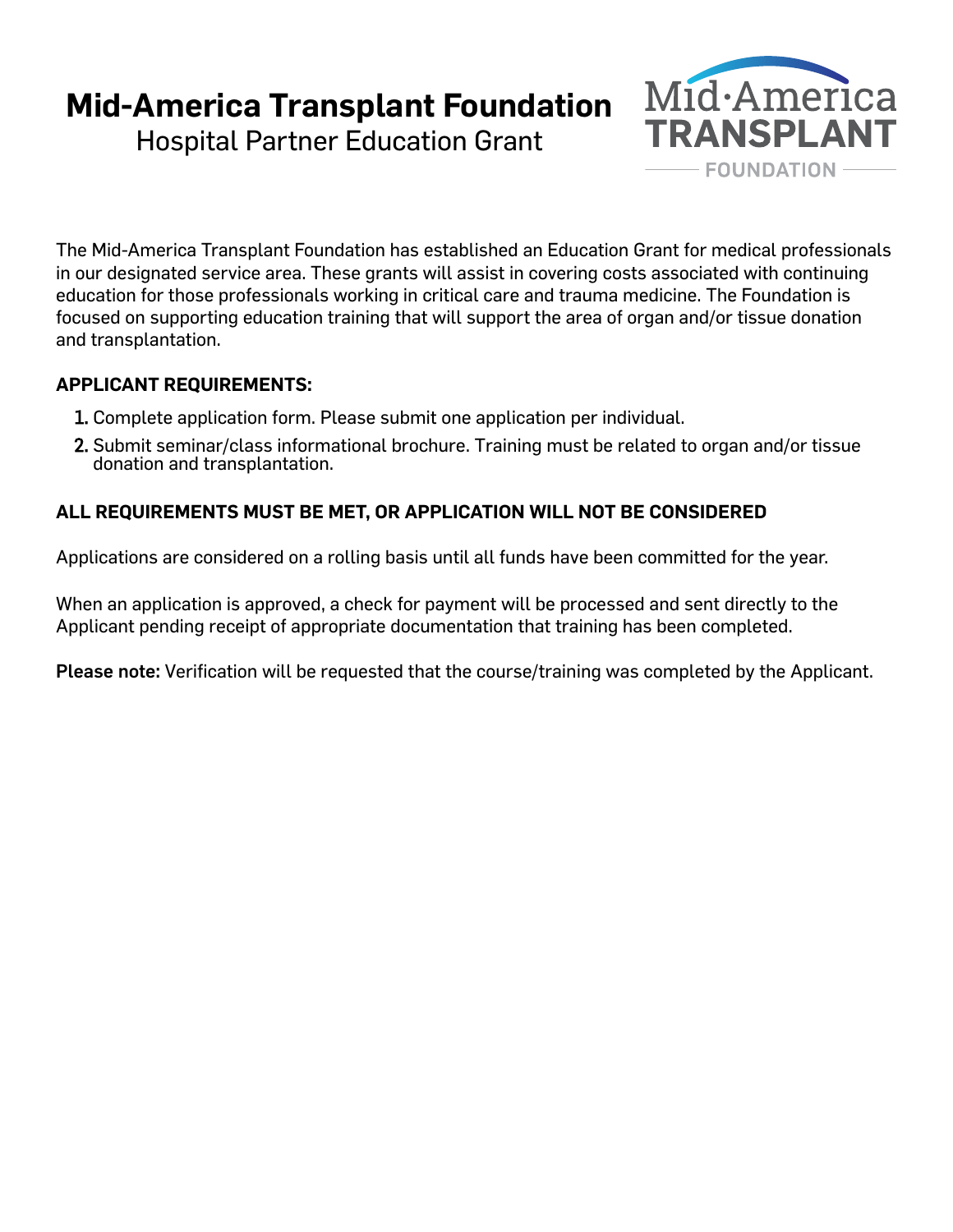# Mid-America Transplant Foundation

## Hospital Partner Education Grant

The Mid-America Transplant Foundation has established an Education Grant for medical professionals in our designated service area. These grants will assist in covering costs associated with continuing education for those professionals working in critical care and trauma medicine. The Foundation is focused on supporting education training that will support the area of organ and/or tissue donation and transplantation.

**APPLICANT REQUIREMENTS:**

1. Complete application form. Please submit one application per individual.
2. Submit seminar/class informational brochure. Training must be related to organ and/or tissue donation and transplantation.

**ALL REQUIREMENTS MUST BE MET, OR APPLICATION WILL NOT BE CONSIDERED**

Applications are considered on a rolling basis until all funds have been committed for the year.

When an application is approved, a check for payment will be processed and sent directly to the Applicant pending receipt of appropriate documentation that training has been completed.

**Please note:** Verification will be requested that the course/training was completed by the Applicant.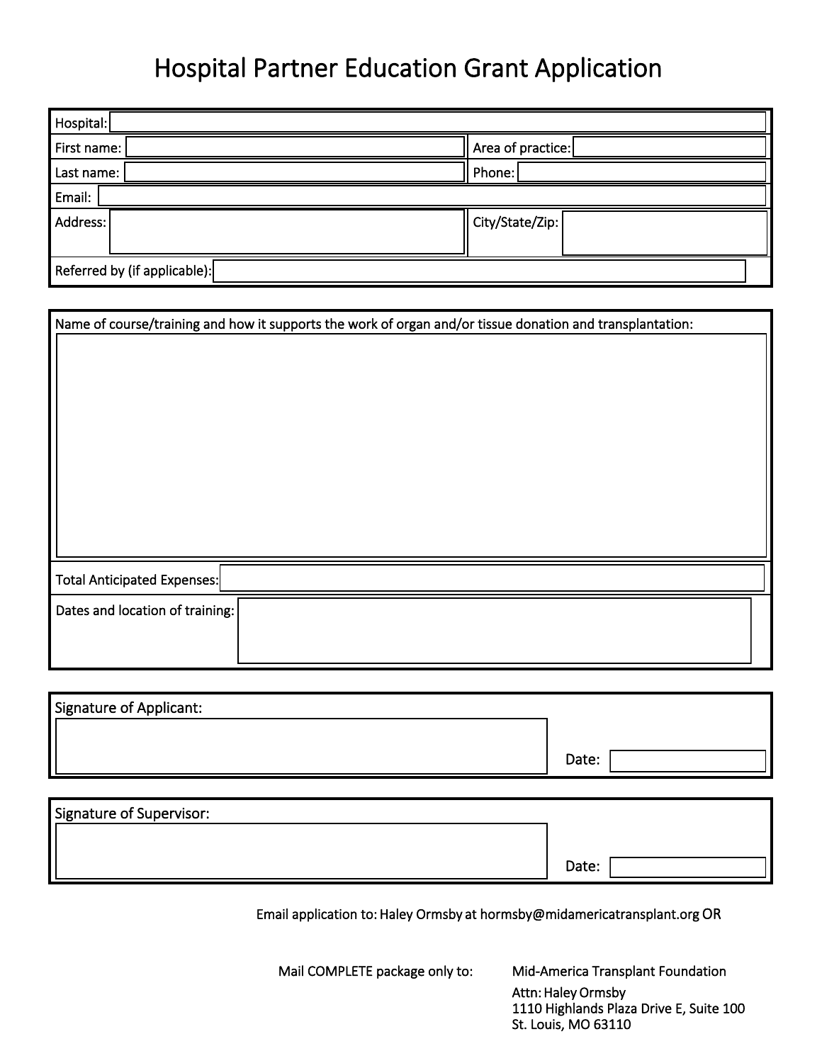# Hospital Partner Education Grant Application

| | | | |
|---|---|---|---|
| Hospital: | | | |
| First name: | | Area of practice: | |
| Last name: | | Phone: | |
| Email: | | | |
| Address: | | City/State/Zip: | |
| Referred by (if applicable): | | | |

| | |
|---|---|
| Name of course/training and how it supports the work of organ and/or tissue donation and transplantation: | |
| Total Anticipated Expenses: | |
| Dates and location of training: | |

| | | |
|---|---|---|
| Signature of Applicant: | Date: | |

| | | |
|---|---|---|
| Signature of Supervisor: | Date: | |

Email application to: Haley Ormsby at hormsby@midamericatransplant.org OR

Mail COMPLETE package only to:

Mid-America Transplant Foundation
Attn: Haley Ormsby
1110 Highlands Plaza Drive E, Suite 100
St. Louis, MO 63110